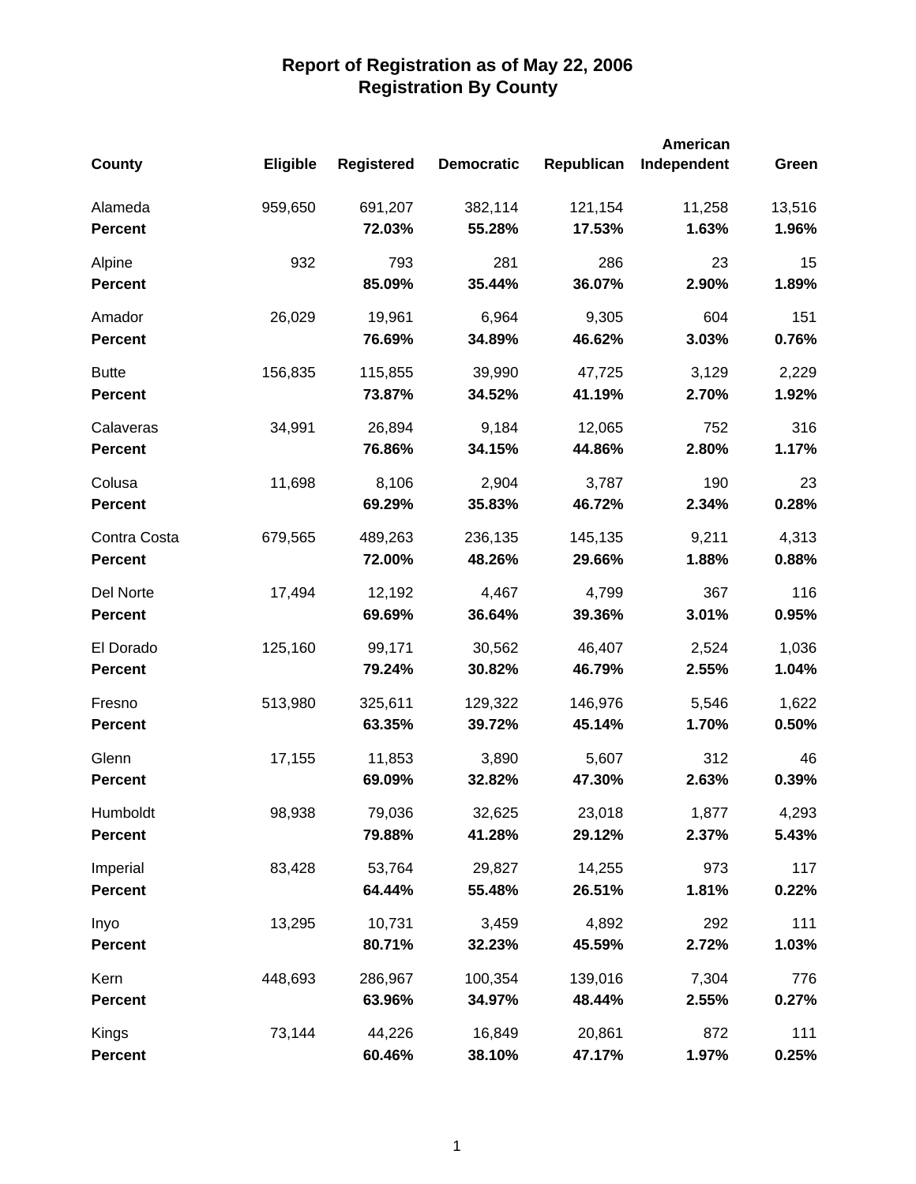# Report of Registration as of May 22, 2006
## Registration By County

| County | Eligible | Registered | Democratic | Republican | American Independent | Green |
|---|---|---|---|---|---|---|
| Alameda | 959,650 | 691,207 | 382,114 | 121,154 | 11,258 | 13,516 |
| **Percent** | | **72.03%** | **55.28%** | **17.53%** | **1.63%** | **1.96%** |
| Alpine | 932 | 793 | 281 | 286 | 23 | 15 |
| **Percent** | | **85.09%** | **35.44%** | **36.07%** | **2.90%** | **1.89%** |
| Amador | 26,029 | 19,961 | 6,964 | 9,305 | 604 | 151 |
| **Percent** | | **76.69%** | **34.89%** | **46.62%** | **3.03%** | **0.76%** |
| Butte | 156,835 | 115,855 | 39,990 | 47,725 | 3,129 | 2,229 |
| **Percent** | | **73.87%** | **34.52%** | **41.19%** | **2.70%** | **1.92%** |
| Calaveras | 34,991 | 26,894 | 9,184 | 12,065 | 752 | 316 |
| **Percent** | | **76.86%** | **34.15%** | **44.86%** | **2.80%** | **1.17%** |
| Colusa | 11,698 | 8,106 | 2,904 | 3,787 | 190 | 23 |
| **Percent** | | **69.29%** | **35.83%** | **46.72%** | **2.34%** | **0.28%** |
| Contra Costa | 679,565 | 489,263 | 236,135 | 145,135 | 9,211 | 4,313 |
| **Percent** | | **72.00%** | **48.26%** | **29.66%** | **1.88%** | **0.88%** |
| Del Norte | 17,494 | 12,192 | 4,467 | 4,799 | 367 | 116 |
| **Percent** | | **69.69%** | **36.64%** | **39.36%** | **3.01%** | **0.95%** |
| El Dorado | 125,160 | 99,171 | 30,562 | 46,407 | 2,524 | 1,036 |
| **Percent** | | **79.24%** | **30.82%** | **46.79%** | **2.55%** | **1.04%** |
| Fresno | 513,980 | 325,611 | 129,322 | 146,976 | 5,546 | 1,622 |
| **Percent** | | **63.35%** | **39.72%** | **45.14%** | **1.70%** | **0.50%** |
| Glenn | 17,155 | 11,853 | 3,890 | 5,607 | 312 | 46 |
| **Percent** | | **69.09%** | **32.82%** | **47.30%** | **2.63%** | **0.39%** |
| Humboldt | 98,938 | 79,036 | 32,625 | 23,018 | 1,877 | 4,293 |
| **Percent** | | **79.88%** | **41.28%** | **29.12%** | **2.37%** | **5.43%** |
| Imperial | 83,428 | 53,764 | 29,827 | 14,255 | 973 | 117 |
| **Percent** | | **64.44%** | **55.48%** | **26.51%** | **1.81%** | **0.22%** |
| Inyo | 13,295 | 10,731 | 3,459 | 4,892 | 292 | 111 |
| **Percent** | | **80.71%** | **32.23%** | **45.59%** | **2.72%** | **1.03%** |
| Kern | 448,693 | 286,967 | 100,354 | 139,016 | 7,304 | 776 |
| **Percent** | | **63.96%** | **34.97%** | **48.44%** | **2.55%** | **0.27%** |
| Kings | 73,144 | 44,226 | 16,849 | 20,861 | 872 | 111 |
| **Percent** | | **60.46%** | **38.10%** | **47.17%** | **1.97%** | **0.25%** |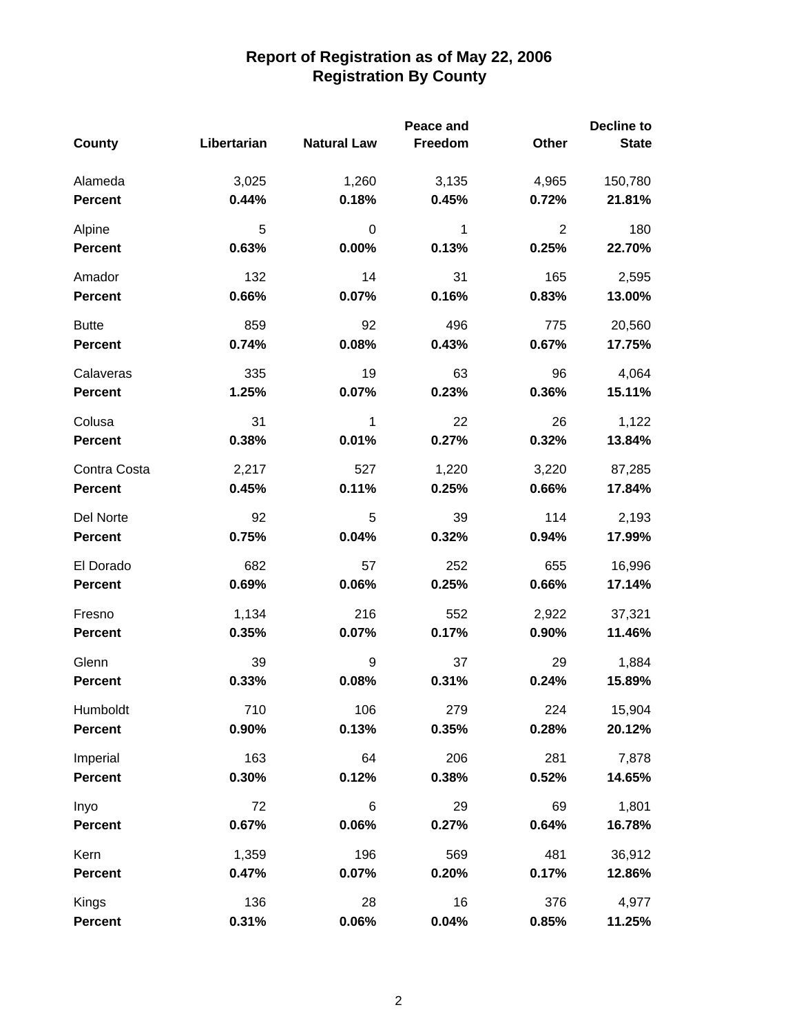# Report of Registration as of May 22, 2006
## Registration By County

| County | Libertarian | Natural Law | Peace and Freedom | Other | Decline to State |
|---|---|---|---|---|---|
| Alameda | 3,025 | 1,260 | 3,135 | 4,965 | 150,780 |
| **Percent** | **0.44%** | **0.18%** | **0.45%** | **0.72%** | **21.81%** |
| Alpine | 5 | 0 | 1 | 2 | 180 |
| **Percent** | **0.63%** | **0.00%** | **0.13%** | **0.25%** | **22.70%** |
| Amador | 132 | 14 | 31 | 165 | 2,595 |
| **Percent** | **0.66%** | **0.07%** | **0.16%** | **0.83%** | **13.00%** |
| Butte | 859 | 92 | 496 | 775 | 20,560 |
| **Percent** | **0.74%** | **0.08%** | **0.43%** | **0.67%** | **17.75%** |
| Calaveras | 335 | 19 | 63 | 96 | 4,064 |
| **Percent** | **1.25%** | **0.07%** | **0.23%** | **0.36%** | **15.11%** |
| Colusa | 31 | 1 | 22 | 26 | 1,122 |
| **Percent** | **0.38%** | **0.01%** | **0.27%** | **0.32%** | **13.84%** |
| Contra Costa | 2,217 | 527 | 1,220 | 3,220 | 87,285 |
| **Percent** | **0.45%** | **0.11%** | **0.25%** | **0.66%** | **17.84%** |
| Del Norte | 92 | 5 | 39 | 114 | 2,193 |
| **Percent** | **0.75%** | **0.04%** | **0.32%** | **0.94%** | **17.99%** |
| El Dorado | 682 | 57 | 252 | 655 | 16,996 |
| **Percent** | **0.69%** | **0.06%** | **0.25%** | **0.66%** | **17.14%** |
| Fresno | 1,134 | 216 | 552 | 2,922 | 37,321 |
| **Percent** | **0.35%** | **0.07%** | **0.17%** | **0.90%** | **11.46%** |
| Glenn | 39 | 9 | 37 | 29 | 1,884 |
| **Percent** | **0.33%** | **0.08%** | **0.31%** | **0.24%** | **15.89%** |
| Humboldt | 710 | 106 | 279 | 224 | 15,904 |
| **Percent** | **0.90%** | **0.13%** | **0.35%** | **0.28%** | **20.12%** |
| Imperial | 163 | 64 | 206 | 281 | 7,878 |
| **Percent** | **0.30%** | **0.12%** | **0.38%** | **0.52%** | **14.65%** |
| Inyo | 72 | 6 | 29 | 69 | 1,801 |
| **Percent** | **0.67%** | **0.06%** | **0.27%** | **0.64%** | **16.78%** |
| Kern | 1,359 | 196 | 569 | 481 | 36,912 |
| **Percent** | **0.47%** | **0.07%** | **0.20%** | **0.17%** | **12.86%** |
| Kings | 136 | 28 | 16 | 376 | 4,977 |
| **Percent** | **0.31%** | **0.06%** | **0.04%** | **0.85%** | **11.25%** |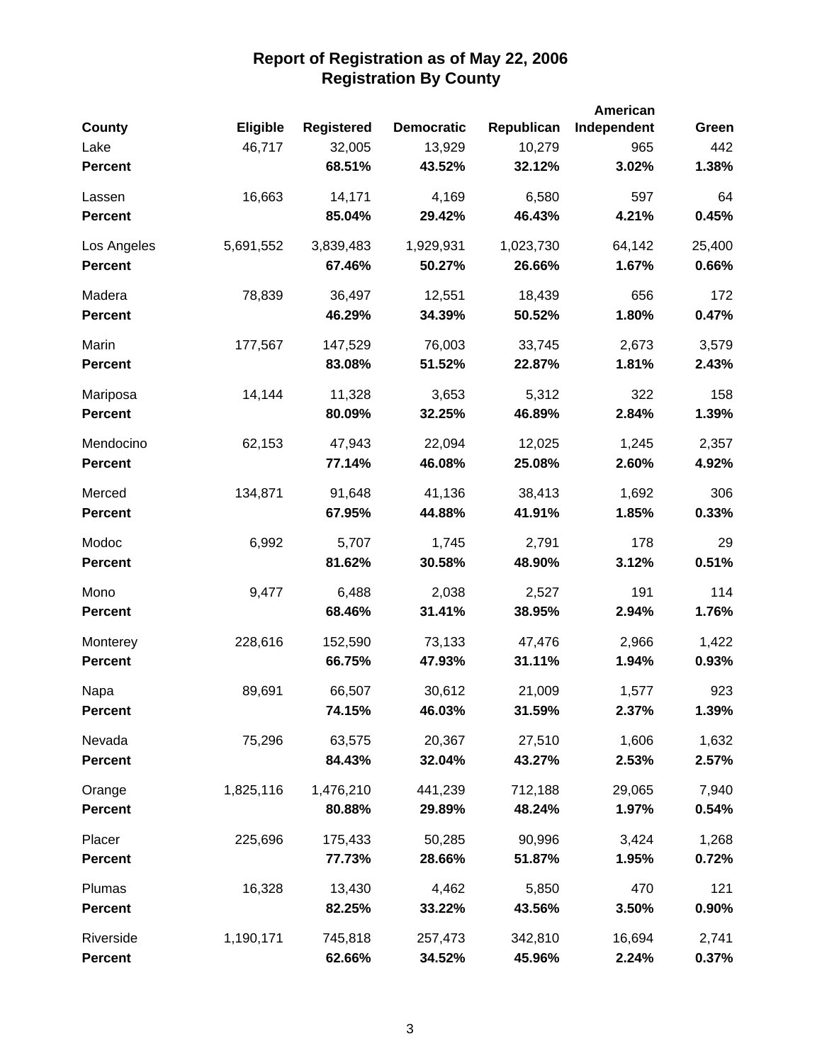# Report of Registration as of May 22, 2006
## Registration By County

| County | Eligible | Registered | Democratic | Republican | American Independent | Green |
|---|---|---|---|---|---|---|
| Lake | 46,717 | 32,005 | 13,929 | 10,279 | 965 | 442 |
| **Percent** | | **68.51%** | **43.52%** | **32.12%** | **3.02%** | **1.38%** |
| Lassen | 16,663 | 14,171 | 4,169 | 6,580 | 597 | 64 |
| **Percent** | | **85.04%** | **29.42%** | **46.43%** | **4.21%** | **0.45%** |
| Los Angeles | 5,691,552 | 3,839,483 | 1,929,931 | 1,023,730 | 64,142 | 25,400 |
| **Percent** | | **67.46%** | **50.27%** | **26.66%** | **1.67%** | **0.66%** |
| Madera | 78,839 | 36,497 | 12,551 | 18,439 | 656 | 172 |
| **Percent** | | **46.29%** | **34.39%** | **50.52%** | **1.80%** | **0.47%** |
| Marin | 177,567 | 147,529 | 76,003 | 33,745 | 2,673 | 3,579 |
| **Percent** | | **83.08%** | **51.52%** | **22.87%** | **1.81%** | **2.43%** |
| Mariposa | 14,144 | 11,328 | 3,653 | 5,312 | 322 | 158 |
| **Percent** | | **80.09%** | **32.25%** | **46.89%** | **2.84%** | **1.39%** |
| Mendocino | 62,153 | 47,943 | 22,094 | 12,025 | 1,245 | 2,357 |
| **Percent** | | **77.14%** | **46.08%** | **25.08%** | **2.60%** | **4.92%** |
| Merced | 134,871 | 91,648 | 41,136 | 38,413 | 1,692 | 306 |
| **Percent** | | **67.95%** | **44.88%** | **41.91%** | **1.85%** | **0.33%** |
| Modoc | 6,992 | 5,707 | 1,745 | 2,791 | 178 | 29 |
| **Percent** | | **81.62%** | **30.58%** | **48.90%** | **3.12%** | **0.51%** |
| Mono | 9,477 | 6,488 | 2,038 | 2,527 | 191 | 114 |
| **Percent** | | **68.46%** | **31.41%** | **38.95%** | **2.94%** | **1.76%** |
| Monterey | 228,616 | 152,590 | 73,133 | 47,476 | 2,966 | 1,422 |
| **Percent** | | **66.75%** | **47.93%** | **31.11%** | **1.94%** | **0.93%** |
| Napa | 89,691 | 66,507 | 30,612 | 21,009 | 1,577 | 923 |
| **Percent** | | **74.15%** | **46.03%** | **31.59%** | **2.37%** | **1.39%** |
| Nevada | 75,296 | 63,575 | 20,367 | 27,510 | 1,606 | 1,632 |
| **Percent** | | **84.43%** | **32.04%** | **43.27%** | **2.53%** | **2.57%** |
| Orange | 1,825,116 | 1,476,210 | 441,239 | 712,188 | 29,065 | 7,940 |
| **Percent** | | **80.88%** | **29.89%** | **48.24%** | **1.97%** | **0.54%** |
| Placer | 225,696 | 175,433 | 50,285 | 90,996 | 3,424 | 1,268 |
| **Percent** | | **77.73%** | **28.66%** | **51.87%** | **1.95%** | **0.72%** |
| Plumas | 16,328 | 13,430 | 4,462 | 5,850 | 470 | 121 |
| **Percent** | | **82.25%** | **33.22%** | **43.56%** | **3.50%** | **0.90%** |
| Riverside | 1,190,171 | 745,818 | 257,473 | 342,810 | 16,694 | 2,741 |
| **Percent** | | **62.66%** | **34.52%** | **45.96%** | **2.24%** | **0.37%** |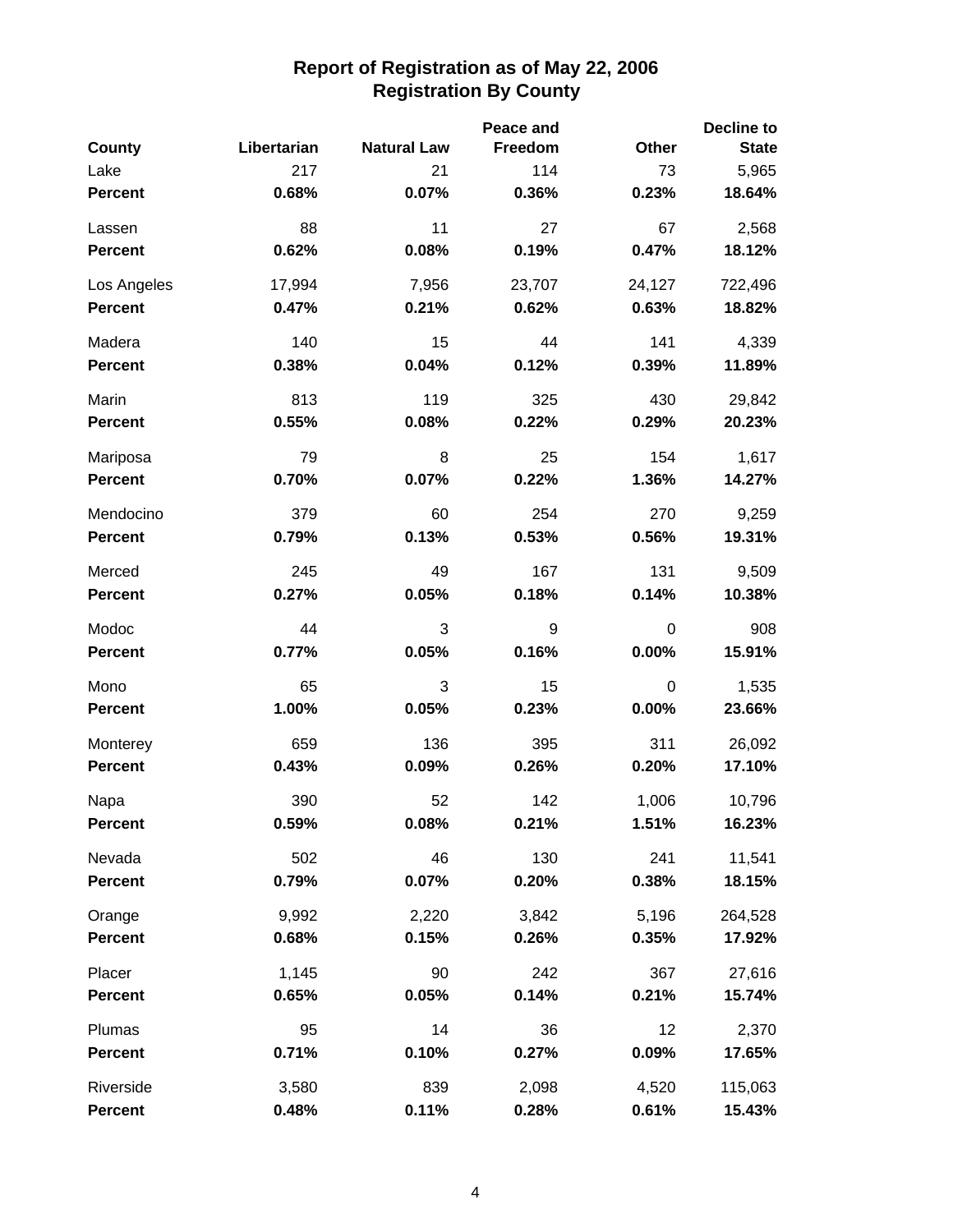# Report of Registration as of May 22, 2006
## Registration By County

| County | Libertarian | Natural Law | Peace and Freedom | Other | Decline to State |
|---|---|---|---|---|---|
| Lake | 217 | 21 | 114 | 73 | 5,965 |
| **Percent** | **0.68%** | **0.07%** | **0.36%** | **0.23%** | **18.64%** |
| Lassen | 88 | 11 | 27 | 67 | 2,568 |
| **Percent** | **0.62%** | **0.08%** | **0.19%** | **0.47%** | **18.12%** |
| Los Angeles | 17,994 | 7,956 | 23,707 | 24,127 | 722,496 |
| **Percent** | **0.47%** | **0.21%** | **0.62%** | **0.63%** | **18.82%** |
| Madera | 140 | 15 | 44 | 141 | 4,339 |
| **Percent** | **0.38%** | **0.04%** | **0.12%** | **0.39%** | **11.89%** |
| Marin | 813 | 119 | 325 | 430 | 29,842 |
| **Percent** | **0.55%** | **0.08%** | **0.22%** | **0.29%** | **20.23%** |
| Mariposa | 79 | 8 | 25 | 154 | 1,617 |
| **Percent** | **0.70%** | **0.07%** | **0.22%** | **1.36%** | **14.27%** |
| Mendocino | 379 | 60 | 254 | 270 | 9,259 |
| **Percent** | **0.79%** | **0.13%** | **0.53%** | **0.56%** | **19.31%** |
| Merced | 245 | 49 | 167 | 131 | 9,509 |
| **Percent** | **0.27%** | **0.05%** | **0.18%** | **0.14%** | **10.38%** |
| Modoc | 44 | 3 | 9 | 0 | 908 |
| **Percent** | **0.77%** | **0.05%** | **0.16%** | **0.00%** | **15.91%** |
| Mono | 65 | 3 | 15 | 0 | 1,535 |
| **Percent** | **1.00%** | **0.05%** | **0.23%** | **0.00%** | **23.66%** |
| Monterey | 659 | 136 | 395 | 311 | 26,092 |
| **Percent** | **0.43%** | **0.09%** | **0.26%** | **0.20%** | **17.10%** |
| Napa | 390 | 52 | 142 | 1,006 | 10,796 |
| **Percent** | **0.59%** | **0.08%** | **0.21%** | **1.51%** | **16.23%** |
| Nevada | 502 | 46 | 130 | 241 | 11,541 |
| **Percent** | **0.79%** | **0.07%** | **0.20%** | **0.38%** | **18.15%** |
| Orange | 9,992 | 2,220 | 3,842 | 5,196 | 264,528 |
| **Percent** | **0.68%** | **0.15%** | **0.26%** | **0.35%** | **17.92%** |
| Placer | 1,145 | 90 | 242 | 367 | 27,616 |
| **Percent** | **0.65%** | **0.05%** | **0.14%** | **0.21%** | **15.74%** |
| Plumas | 95 | 14 | 36 | 12 | 2,370 |
| **Percent** | **0.71%** | **0.10%** | **0.27%** | **0.09%** | **17.65%** |
| Riverside | 3,580 | 839 | 2,098 | 4,520 | 115,063 |
| **Percent** | **0.48%** | **0.11%** | **0.28%** | **0.61%** | **15.43%** |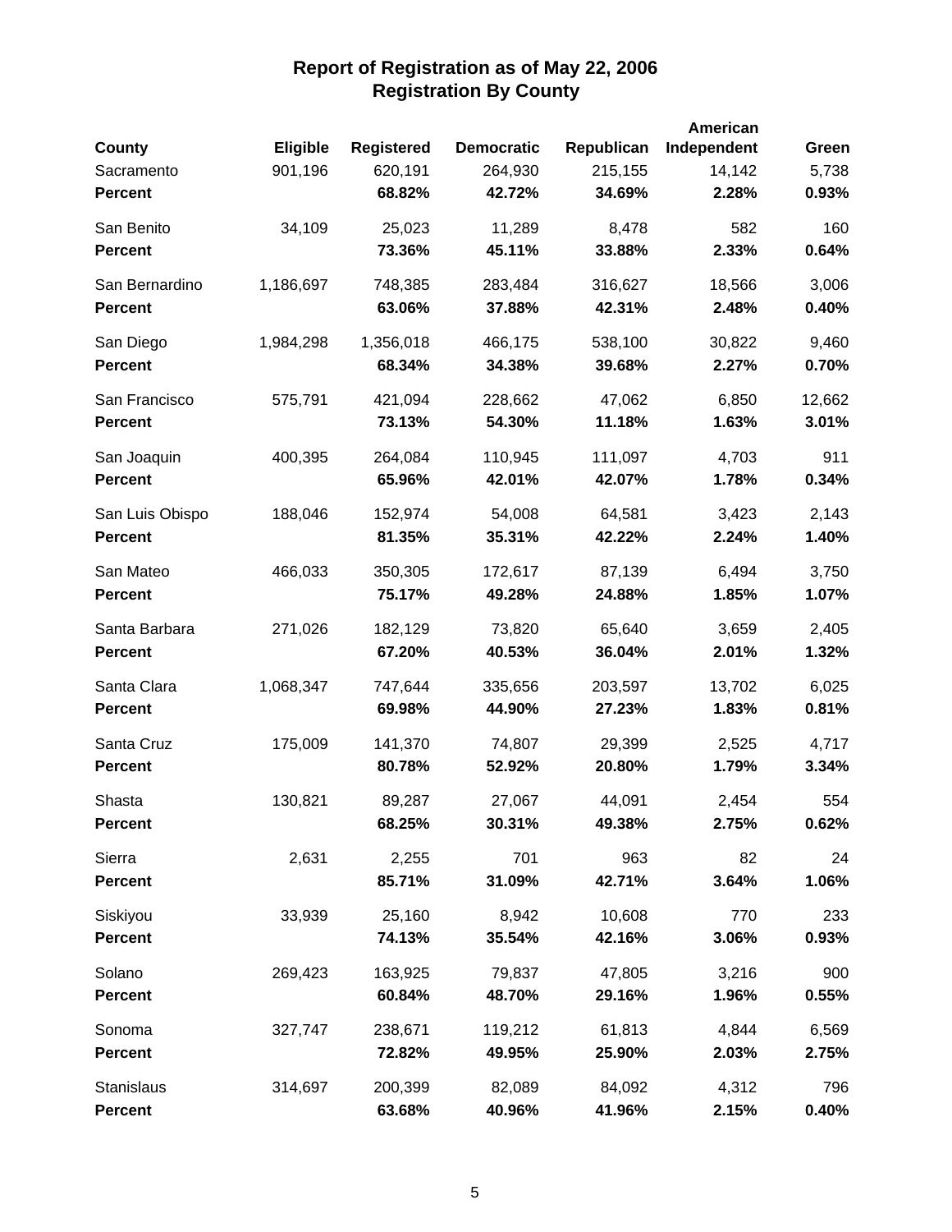# Report of Registration as of May 22, 2006
## Registration By County

| County | Eligible | Registered | Democratic | Republican | American Independent | Green |
|---|---|---|---|---|---|---|
| Sacramento | 901,196 | 620,191 | 264,930 | 215,155 | 14,142 | 5,738 |
| **Percent** | | **68.82%** | **42.72%** | **34.69%** | **2.28%** | **0.93%** |
| San Benito | 34,109 | 25,023 | 11,289 | 8,478 | 582 | 160 |
| **Percent** | | **73.36%** | **45.11%** | **33.88%** | **2.33%** | **0.64%** |
| San Bernardino | 1,186,697 | 748,385 | 283,484 | 316,627 | 18,566 | 3,006 |
| **Percent** | | **63.06%** | **37.88%** | **42.31%** | **2.48%** | **0.40%** |
| San Diego | 1,984,298 | 1,356,018 | 466,175 | 538,100 | 30,822 | 9,460 |
| **Percent** | | **68.34%** | **34.38%** | **39.68%** | **2.27%** | **0.70%** |
| San Francisco | 575,791 | 421,094 | 228,662 | 47,062 | 6,850 | 12,662 |
| **Percent** | | **73.13%** | **54.30%** | **11.18%** | **1.63%** | **3.01%** |
| San Joaquin | 400,395 | 264,084 | 110,945 | 111,097 | 4,703 | 911 |
| **Percent** | | **65.96%** | **42.01%** | **42.07%** | **1.78%** | **0.34%** |
| San Luis Obispo | 188,046 | 152,974 | 54,008 | 64,581 | 3,423 | 2,143 |
| **Percent** | | **81.35%** | **35.31%** | **42.22%** | **2.24%** | **1.40%** |
| San Mateo | 466,033 | 350,305 | 172,617 | 87,139 | 6,494 | 3,750 |
| **Percent** | | **75.17%** | **49.28%** | **24.88%** | **1.85%** | **1.07%** |
| Santa Barbara | 271,026 | 182,129 | 73,820 | 65,640 | 3,659 | 2,405 |
| **Percent** | | **67.20%** | **40.53%** | **36.04%** | **2.01%** | **1.32%** |
| Santa Clara | 1,068,347 | 747,644 | 335,656 | 203,597 | 13,702 | 6,025 |
| **Percent** | | **69.98%** | **44.90%** | **27.23%** | **1.83%** | **0.81%** |
| Santa Cruz | 175,009 | 141,370 | 74,807 | 29,399 | 2,525 | 4,717 |
| **Percent** | | **80.78%** | **52.92%** | **20.80%** | **1.79%** | **3.34%** |
| Shasta | 130,821 | 89,287 | 27,067 | 44,091 | 2,454 | 554 |
| **Percent** | | **68.25%** | **30.31%** | **49.38%** | **2.75%** | **0.62%** |
| Sierra | 2,631 | 2,255 | 701 | 963 | 82 | 24 |
| **Percent** | | **85.71%** | **31.09%** | **42.71%** | **3.64%** | **1.06%** |
| Siskiyou | 33,939 | 25,160 | 8,942 | 10,608 | 770 | 233 |
| **Percent** | | **74.13%** | **35.54%** | **42.16%** | **3.06%** | **0.93%** |
| Solano | 269,423 | 163,925 | 79,837 | 47,805 | 3,216 | 900 |
| **Percent** | | **60.84%** | **48.70%** | **29.16%** | **1.96%** | **0.55%** |
| Sonoma | 327,747 | 238,671 | 119,212 | 61,813 | 4,844 | 6,569 |
| **Percent** | | **72.82%** | **49.95%** | **25.90%** | **2.03%** | **2.75%** |
| Stanislaus | 314,697 | 200,399 | 82,089 | 84,092 | 4,312 | 796 |
| **Percent** | | **63.68%** | **40.96%** | **41.96%** | **2.15%** | **0.40%** |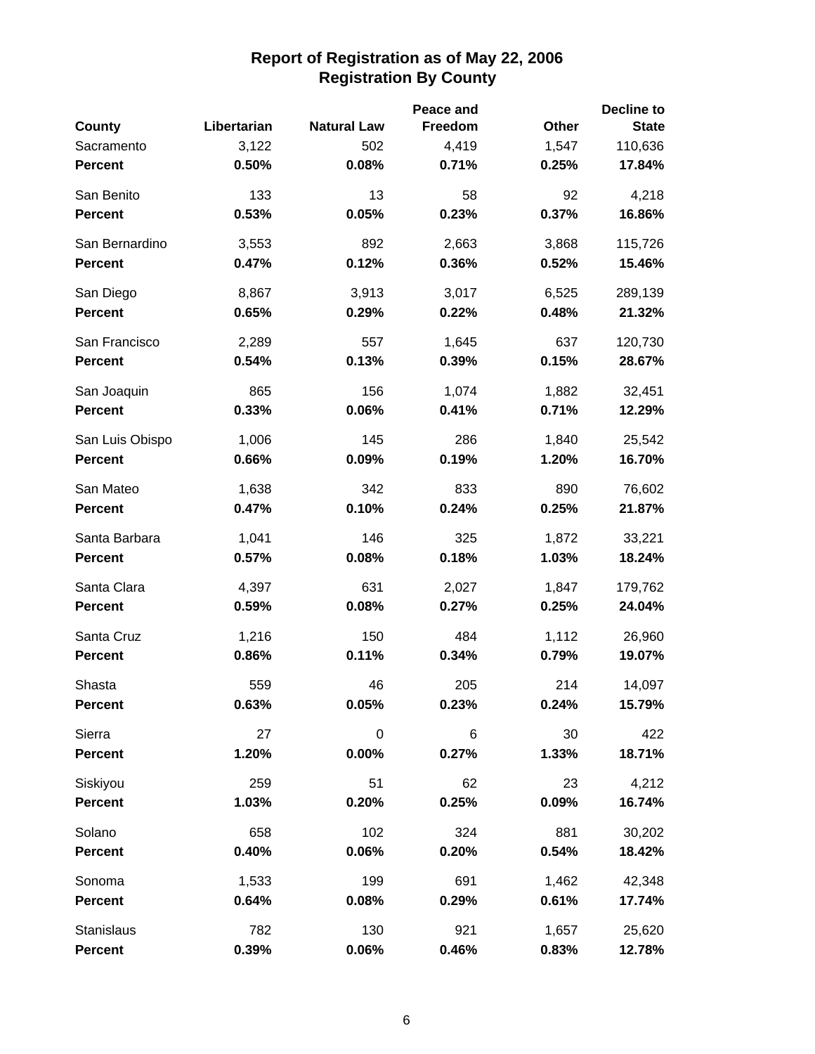# Report of Registration as of May 22, 2006
## Registration By County

| County | Libertarian | Natural Law | Peace and Freedom | Other | Decline to State |
|---|---|---|---|---|---|
| Sacramento | 3,122 | 502 | 4,419 | 1,547 | 110,636 |
| **Percent** | **0.50%** | **0.08%** | **0.71%** | **0.25%** | **17.84%** |
| San Benito | 133 | 13 | 58 | 92 | 4,218 |
| **Percent** | **0.53%** | **0.05%** | **0.23%** | **0.37%** | **16.86%** |
| San Bernardino | 3,553 | 892 | 2,663 | 3,868 | 115,726 |
| **Percent** | **0.47%** | **0.12%** | **0.36%** | **0.52%** | **15.46%** |
| San Diego | 8,867 | 3,913 | 3,017 | 6,525 | 289,139 |
| **Percent** | **0.65%** | **0.29%** | **0.22%** | **0.48%** | **21.32%** |
| San Francisco | 2,289 | 557 | 1,645 | 637 | 120,730 |
| **Percent** | **0.54%** | **0.13%** | **0.39%** | **0.15%** | **28.67%** |
| San Joaquin | 865 | 156 | 1,074 | 1,882 | 32,451 |
| **Percent** | **0.33%** | **0.06%** | **0.41%** | **0.71%** | **12.29%** |
| San Luis Obispo | 1,006 | 145 | 286 | 1,840 | 25,542 |
| **Percent** | **0.66%** | **0.09%** | **0.19%** | **1.20%** | **16.70%** |
| San Mateo | 1,638 | 342 | 833 | 890 | 76,602 |
| **Percent** | **0.47%** | **0.10%** | **0.24%** | **0.25%** | **21.87%** |
| Santa Barbara | 1,041 | 146 | 325 | 1,872 | 33,221 |
| **Percent** | **0.57%** | **0.08%** | **0.18%** | **1.03%** | **18.24%** |
| Santa Clara | 4,397 | 631 | 2,027 | 1,847 | 179,762 |
| **Percent** | **0.59%** | **0.08%** | **0.27%** | **0.25%** | **24.04%** |
| Santa Cruz | 1,216 | 150 | 484 | 1,112 | 26,960 |
| **Percent** | **0.86%** | **0.11%** | **0.34%** | **0.79%** | **19.07%** |
| Shasta | 559 | 46 | 205 | 214 | 14,097 |
| **Percent** | **0.63%** | **0.05%** | **0.23%** | **0.24%** | **15.79%** |
| Sierra | 27 | 0 | 6 | 30 | 422 |
| **Percent** | **1.20%** | **0.00%** | **0.27%** | **1.33%** | **18.71%** |
| Siskiyou | 259 | 51 | 62 | 23 | 4,212 |
| **Percent** | **1.03%** | **0.20%** | **0.25%** | **0.09%** | **16.74%** |
| Solano | 658 | 102 | 324 | 881 | 30,202 |
| **Percent** | **0.40%** | **0.06%** | **0.20%** | **0.54%** | **18.42%** |
| Sonoma | 1,533 | 199 | 691 | 1,462 | 42,348 |
| **Percent** | **0.64%** | **0.08%** | **0.29%** | **0.61%** | **17.74%** |
| Stanislaus | 782 | 130 | 921 | 1,657 | 25,620 |
| **Percent** | **0.39%** | **0.06%** | **0.46%** | **0.83%** | **12.78%** |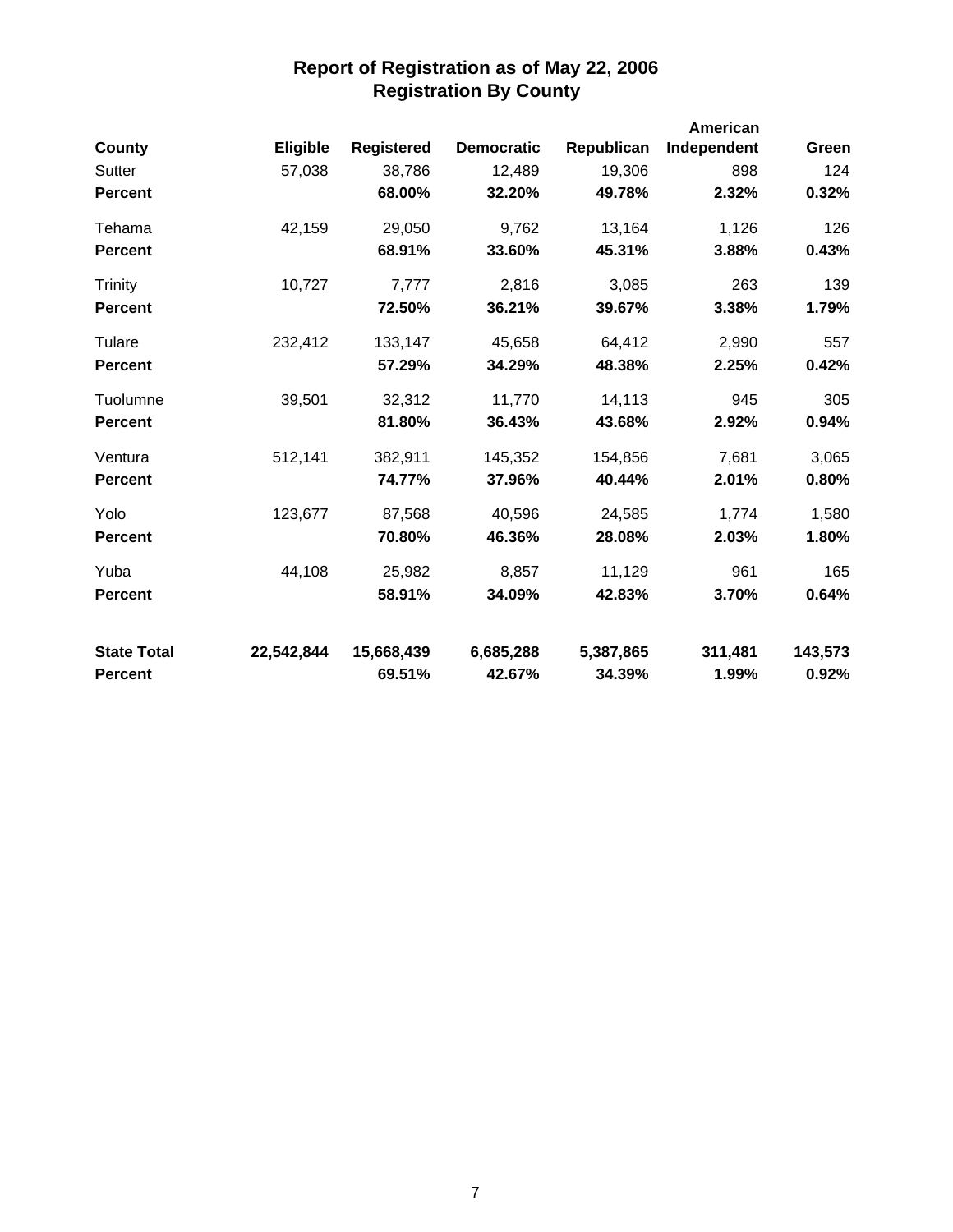# Report of Registration as of May 22, 2006
## Registration By County

| County | Eligible | Registered | Democratic | Republican | American Independent | Green |
|---|---|---|---|---|---|---|
| Sutter | 57,038 | 38,786 | 12,489 | 19,306 | 898 | 124 |
| **Percent** | | **68.00%** | **32.20%** | **49.78%** | **2.32%** | **0.32%** |
| Tehama | 42,159 | 29,050 | 9,762 | 13,164 | 1,126 | 126 |
| **Percent** | | **68.91%** | **33.60%** | **45.31%** | **3.88%** | **0.43%** |
| Trinity | 10,727 | 7,777 | 2,816 | 3,085 | 263 | 139 |
| **Percent** | | **72.50%** | **36.21%** | **39.67%** | **3.38%** | **1.79%** |
| Tulare | 232,412 | 133,147 | 45,658 | 64,412 | 2,990 | 557 |
| **Percent** | | **57.29%** | **34.29%** | **48.38%** | **2.25%** | **0.42%** |
| Tuolumne | 39,501 | 32,312 | 11,770 | 14,113 | 945 | 305 |
| **Percent** | | **81.80%** | **36.43%** | **43.68%** | **2.92%** | **0.94%** |
| Ventura | 512,141 | 382,911 | 145,352 | 154,856 | 7,681 | 3,065 |
| **Percent** | | **74.77%** | **37.96%** | **40.44%** | **2.01%** | **0.80%** |
| Yolo | 123,677 | 87,568 | 40,596 | 24,585 | 1,774 | 1,580 |
| **Percent** | | **70.80%** | **46.36%** | **28.08%** | **2.03%** | **1.80%** |
| Yuba | 44,108 | 25,982 | 8,857 | 11,129 | 961 | 165 |
| **Percent** | | **58.91%** | **34.09%** | **42.83%** | **3.70%** | **0.64%** |
| **State Total** | **22,542,844** | **15,668,439** | **6,685,288** | **5,387,865** | **311,481** | **143,573** |
| **Percent** | | **69.51%** | **42.67%** | **34.39%** | **1.99%** | **0.92%** |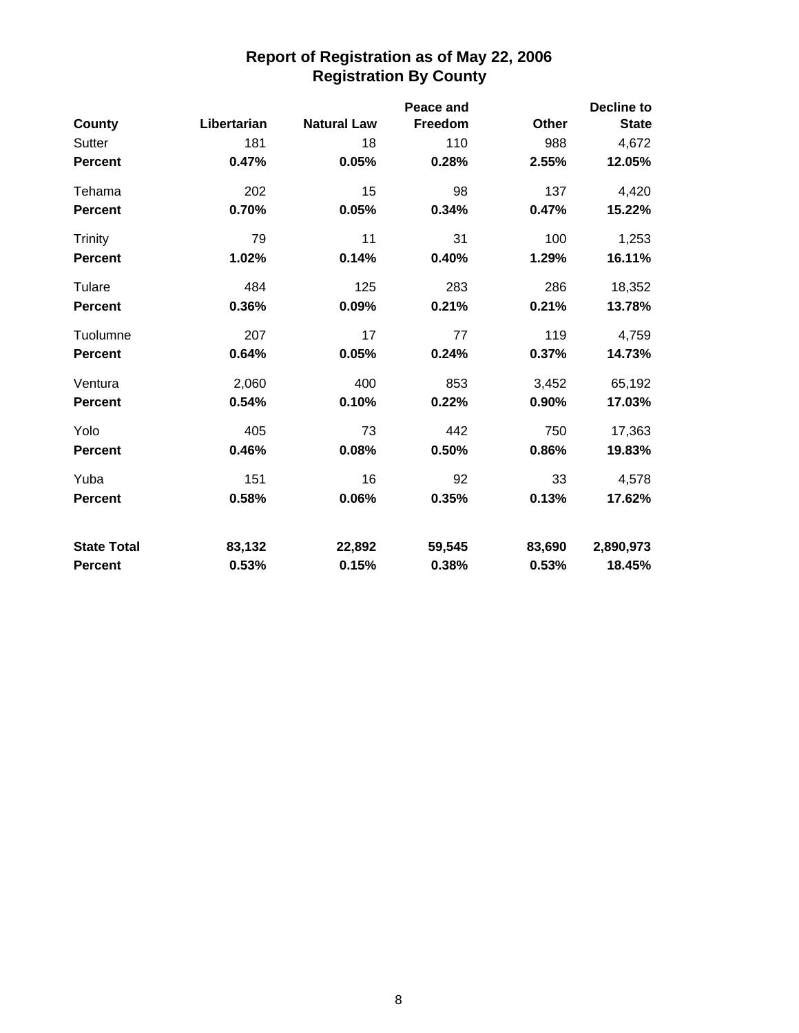# Report of Registration as of May 22, 2006
## Registration By County

| County | Libertarian | Natural Law | Peace and Freedom | Other | Decline to State |
|---|---|---|---|---|---|
| Sutter | 181 | 18 | 110 | 988 | 4,672 |
| **Percent** | **0.47%** | **0.05%** | **0.28%** | **2.55%** | **12.05%** |
| Tehama | 202 | 15 | 98 | 137 | 4,420 |
| **Percent** | **0.70%** | **0.05%** | **0.34%** | **0.47%** | **15.22%** |
| Trinity | 79 | 11 | 31 | 100 | 1,253 |
| **Percent** | **1.02%** | **0.14%** | **0.40%** | **1.29%** | **16.11%** |
| Tulare | 484 | 125 | 283 | 286 | 18,352 |
| **Percent** | **0.36%** | **0.09%** | **0.21%** | **0.21%** | **13.78%** |
| Tuolumne | 207 | 17 | 77 | 119 | 4,759 |
| **Percent** | **0.64%** | **0.05%** | **0.24%** | **0.37%** | **14.73%** |
| Ventura | 2,060 | 400 | 853 | 3,452 | 65,192 |
| **Percent** | **0.54%** | **0.10%** | **0.22%** | **0.90%** | **17.03%** |
| Yolo | 405 | 73 | 442 | 750 | 17,363 |
| **Percent** | **0.46%** | **0.08%** | **0.50%** | **0.86%** | **19.83%** |
| Yuba | 151 | 16 | 92 | 33 | 4,578 |
| **Percent** | **0.58%** | **0.06%** | **0.35%** | **0.13%** | **17.62%** |
| **State Total** | **83,132** | **22,892** | **59,545** | **83,690** | **2,890,973** |
| **Percent** | **0.53%** | **0.15%** | **0.38%** | **0.53%** | **18.45%** |